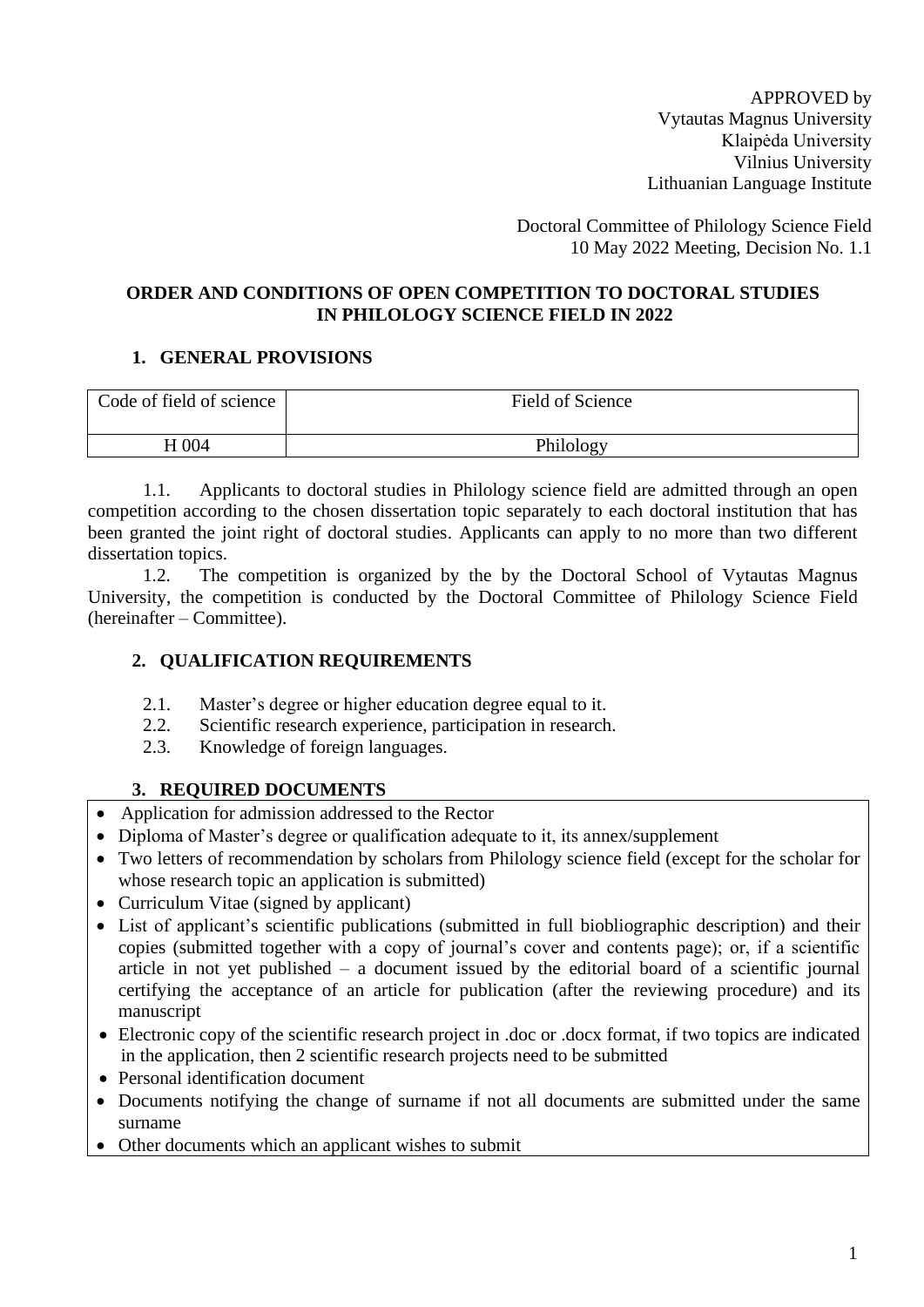APPROVED by
Vytautas Magnus University
Klaipėda University
Vilnius University
Lithuanian Language Institute

Doctoral Committee of Philology Science Field
10 May 2022 Meeting, Decision No. 1.1

**ORDER AND CONDITIONS OF OPEN COMPETITION TO DOCTORAL STUDIES IN PHILOLOGY SCIENCE FIELD IN 2022**

## 1. GENERAL PROVISIONS

| Code of field of science | Field of Science |
|---|---|
| H 004 | Philology |

1.1. Applicants to doctoral studies in Philology science field are admitted through an open competition according to the chosen dissertation topic separately to each doctoral institution that has been granted the joint right of doctoral studies. Applicants can apply to no more than two different dissertation topics.

1.2. The competition is organized by the by the Doctoral School of Vytautas Magnus University, the competition is conducted by the Doctoral Committee of Philology Science Field (hereinafter – Committee).

## 2. QUALIFICATION REQUIREMENTS

2.1. Master's degree or higher education degree equal to it.
2.2. Scientific research experience, participation in research.
2.3. Knowledge of foreign languages.

## 3. REQUIRED DOCUMENTS

- Application for admission addressed to the Rector
- Diploma of Master's degree or qualification adequate to it, its annex/supplement
- Two letters of recommendation by scholars from Philology science field (except for the scholar for whose research topic an application is submitted)
- Curriculum Vitae (signed by applicant)
- List of applicant's scientific publications (submitted in full biobliographic description) and their copies (submitted together with a copy of journal's cover and contents page); or, if a scientific article in not yet published – a document issued by the editorial board of a scientific journal certifying the acceptance of an article for publication (after the reviewing procedure) and its manuscript
- Electronic copy of the scientific research project in .doc or .docx format, if two topics are indicated in the application, then 2 scientific research projects need to be submitted
- Personal identification document
- Documents notifying the change of surname if not all documents are submitted under the same surname
- Other documents which an applicant wishes to submit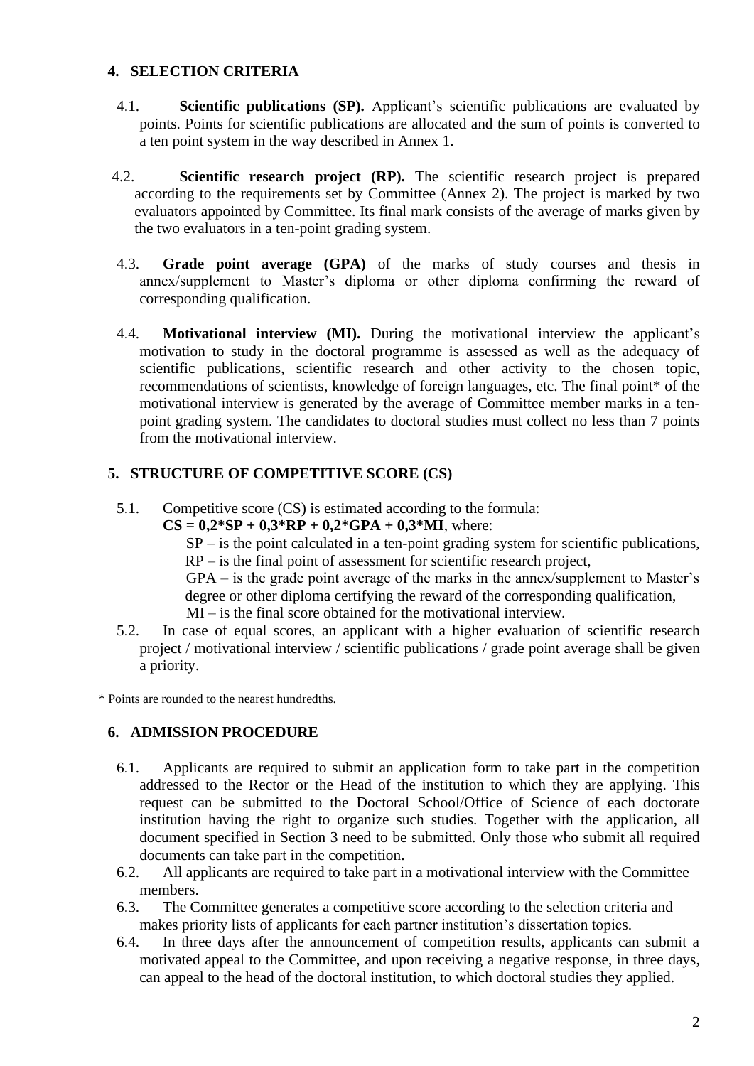## 4. SELECTION CRITERIA

4.1. **Scientific publications (SP).** Applicant's scientific publications are evaluated by points. Points for scientific publications are allocated and the sum of points is converted to a ten point system in the way described in Annex 1.

4.2. **Scientific research project (RP).** The scientific research project is prepared according to the requirements set by Committee (Annex 2). The project is marked by two evaluators appointed by Committee. Its final mark consists of the average of marks given by the two evaluators in a ten-point grading system.

4.3. **Grade point average (GPA)** of the marks of study courses and thesis in annex/supplement to Master's diploma or other diploma confirming the reward of corresponding qualification.

4.4. **Motivational interview (MI).** During the motivational interview the applicant's motivation to study in the doctoral programme is assessed as well as the adequacy of scientific publications, scientific research and other activity to the chosen topic, recommendations of scientists, knowledge of foreign languages, etc. The final point* of the motivational interview is generated by the average of Committee member marks in a ten-point grading system. The candidates to doctoral studies must collect no less than 7 points from the motivational interview.

## 5. STRUCTURE OF COMPETITIVE SCORE (CS)

5.1. Competitive score (CS) is estimated according to the formula:

**CS = 0,2*SP + 0,3*RP + 0,2*GPA + 0,3*MI**, where:

SP – is the point calculated in a ten-point grading system for scientific publications,
RP – is the final point of assessment for scientific research project,
GPA – is the grade point average of the marks in the annex/supplement to Master's degree or other diploma certifying the reward of the corresponding qualification,
MI – is the final score obtained for the motivational interview.

5.2. In case of equal scores, an applicant with a higher evaluation of scientific research project / motivational interview / scientific publications / grade point average shall be given a priority.

\* Points are rounded to the nearest hundredths.

## 6. ADMISSION PROCEDURE

6.1. Applicants are required to submit an application form to take part in the competition addressed to the Rector or the Head of the institution to which they are applying. This request can be submitted to the Doctoral School/Office of Science of each doctorate institution having the right to organize such studies. Together with the application, all document specified in Section 3 need to be submitted. Only those who submit all required documents can take part in the competition.

6.2. All applicants are required to take part in a motivational interview with the Committee members.

6.3. The Committee generates a competitive score according to the selection criteria and makes priority lists of applicants for each partner institution's dissertation topics.

6.4. In three days after the announcement of competition results, applicants can submit a motivated appeal to the Committee, and upon receiving a negative response, in three days, can appeal to the head of the doctoral institution, to which doctoral studies they applied.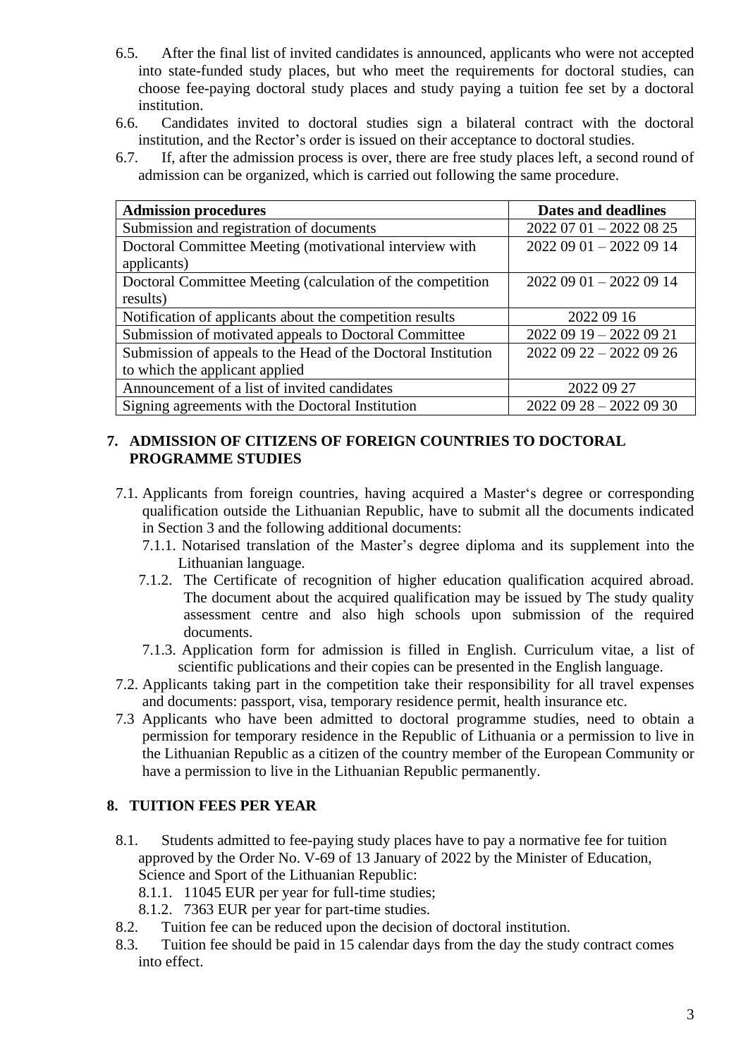6.5. After the final list of invited candidates is announced, applicants who were not accepted into state-funded study places, but who meet the requirements for doctoral studies, can choose fee-paying doctoral study places and study paying a tuition fee set by a doctoral institution.

6.6. Candidates invited to doctoral studies sign a bilateral contract with the doctoral institution, and the Rector's order is issued on their acceptance to doctoral studies.

6.7. If, after the admission process is over, there are free study places left, a second round of admission can be organized, which is carried out following the same procedure.

| **Admission procedures** | **Dates and deadlines** |
|---|---|
| Submission and registration of documents | 2022 07 01 – 2022 08 25 |
| Doctoral Committee Meeting (motivational interview with applicants) | 2022 09 01 – 2022 09 14 |
| Doctoral Committee Meeting (calculation of the competition results) | 2022 09 01 – 2022 09 14 |
| Notification of applicants about the competition results | 2022 09 16 |
| Submission of motivated appeals to Doctoral Committee | 2022 09 19 – 2022 09 21 |
| Submission of appeals to the Head of the Doctoral Institution to which the applicant applied | 2022 09 22 – 2022 09 26 |
| Announcement of a list of invited candidates | 2022 09 27 |
| Signing agreements with the Doctoral Institution | 2022 09 28 – 2022 09 30 |

## 7. ADMISSION OF CITIZENS OF FOREIGN COUNTRIES TO DOCTORAL PROGRAMME STUDIES

7.1. Applicants from foreign countries, having acquired a Master‘s degree or corresponding qualification outside the Lithuanian Republic, have to submit all the documents indicated in Section 3 and the following additional documents:

   7.1.1. Notarised translation of the Master's degree diploma and its supplement into the Lithuanian language.

   7.1.2. The Certificate of recognition of higher education qualification acquired abroad. The document about the acquired qualification may be issued by The study quality assessment centre and also high schools upon submission of the required documents.

   7.1.3. Application form for admission is filled in English. Curriculum vitae, a list of scientific publications and their copies can be presented in the English language.

7.2. Applicants taking part in the competition take their responsibility for all travel expenses and documents: passport, visa, temporary residence permit, health insurance etc.

7.3 Applicants who have been admitted to doctoral programme studies, need to obtain a permission for temporary residence in the Republic of Lithuania or a permission to live in the Lithuanian Republic as a citizen of the country member of the European Community or have a permission to live in the Lithuanian Republic permanently.

## 8. TUITION FEES PER YEAR

8.1. Students admitted to fee-paying study places have to pay a normative fee for tuition approved by the Order No. V-69 of 13 January of 2022 by the Minister of Education, Science and Sport of the Lithuanian Republic:

   8.1.1. 11045 EUR per year for full-time studies;

   8.1.2. 7363 EUR per year for part-time studies.

8.2. Tuition fee can be reduced upon the decision of doctoral institution.

8.3. Tuition fee should be paid in 15 calendar days from the day the study contract comes into effect.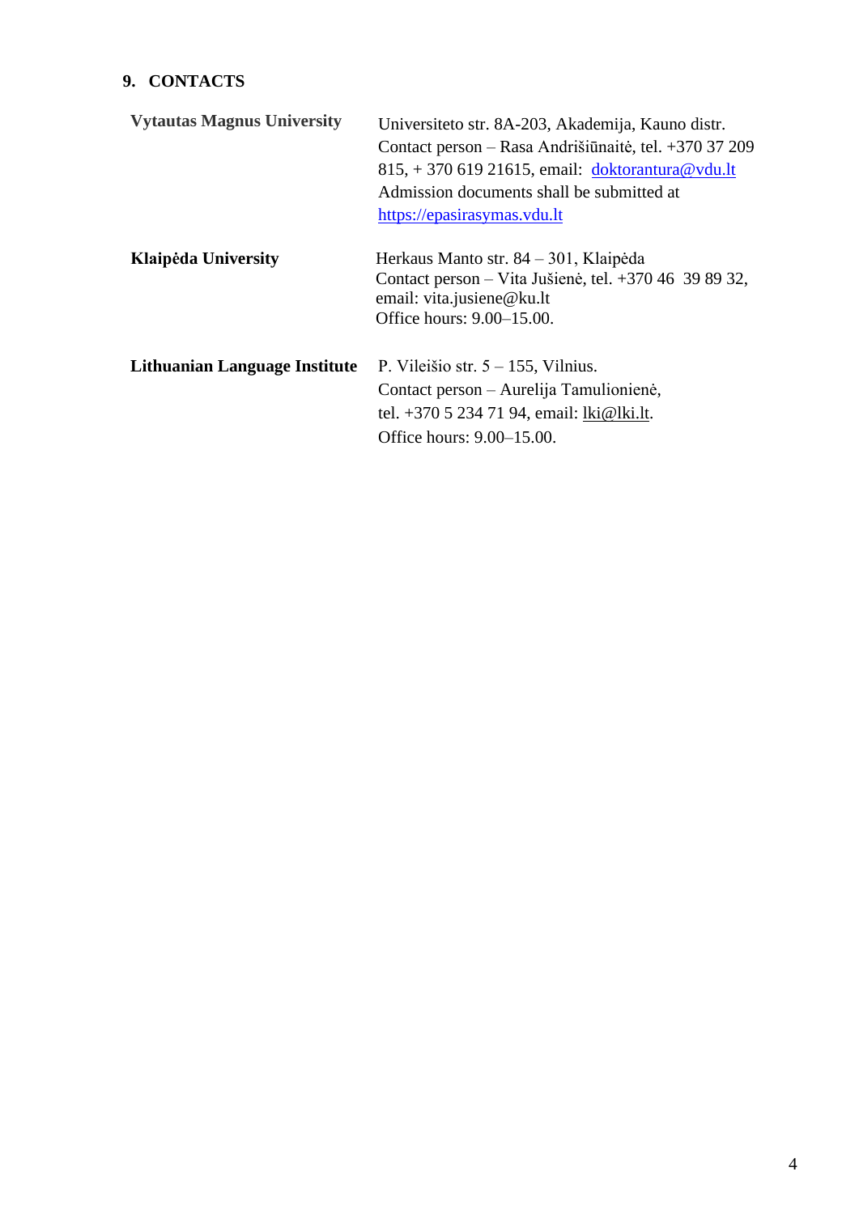## 9. CONTACTS

| | |
|---|---|
| **Vytautas Magnus University** | Universiteto str. 8A-203, Akademija, Kauno distr. Contact person – Rasa Andrišiūnaitė, tel. +370 37 209 815, + 370 619 21615, email: doktorantura@vdu.lt Admission documents shall be submitted at https://epasirasymas.vdu.lt |
| **Klaipėda University** | Herkaus Manto str. 84 – 301, Klaipėda Contact person – Vita Jušienė, tel. +370 46 39 89 32, email: vita.jusiene@ku.lt Office hours: 9.00–15.00. |
| **Lithuanian Language Institute** | P. Vileišio str. 5 – 155, Vilnius. Contact person – Aurelija Tamulionienė, tel. +370 5 234 71 94, email: lki@lki.lt. Office hours: 9.00–15.00. |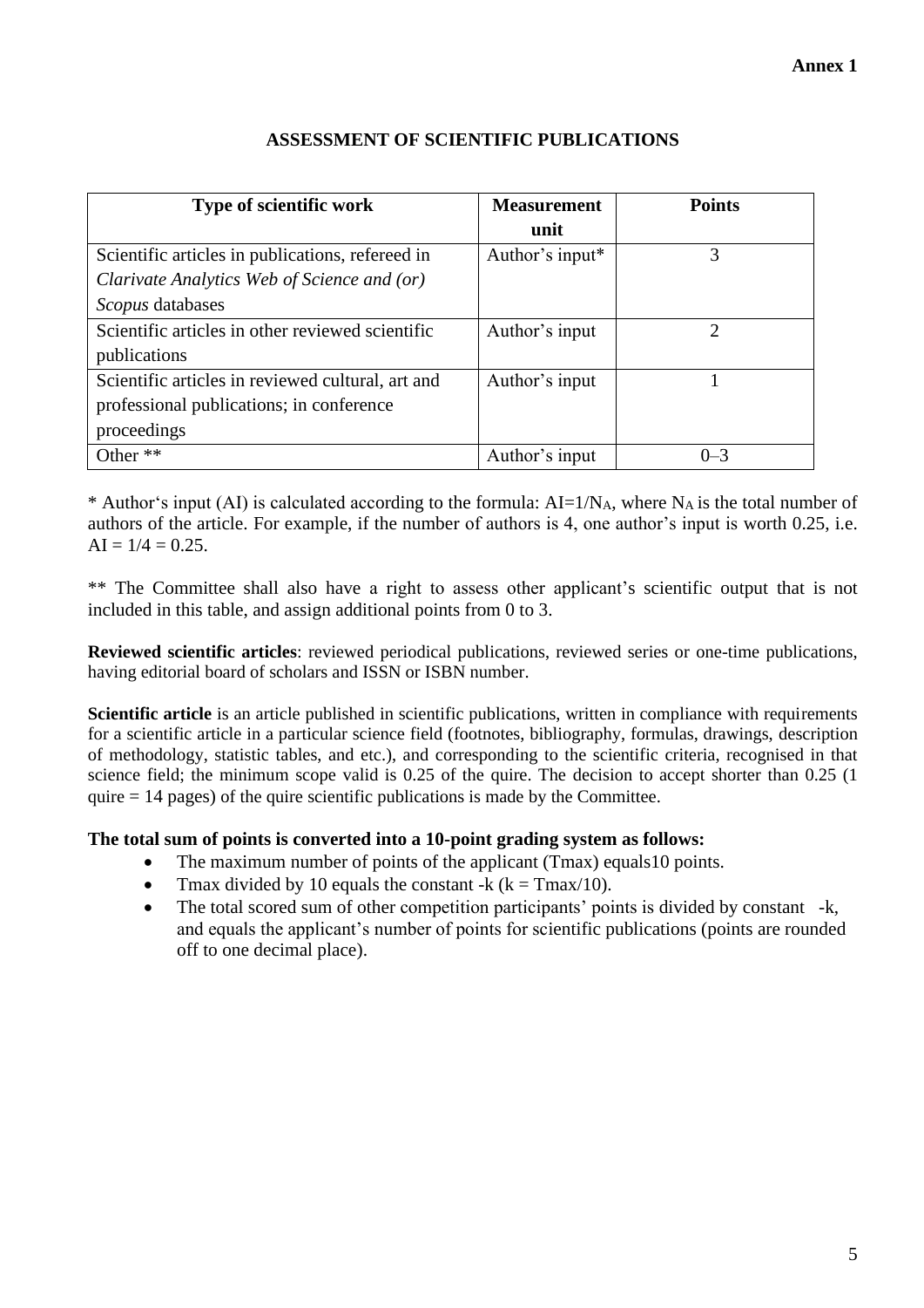**Annex 1**

## ASSESSMENT OF SCIENTIFIC PUBLICATIONS

| Type of scientific work | Measurement unit | Points |
|---|---|---|
| Scientific articles in publications, refereed in *Clarivate Analytics Web of Science and (or) Scopus* databases | Author's input* | 3 |
| Scientific articles in other reviewed scientific publications | Author's input | 2 |
| Scientific articles in reviewed cultural, art and professional publications; in conference proceedings | Author's input | 1 |
| Other ** | Author's input | 0–3 |

* Author's input (AI) is calculated according to the formula: $AI=1/N_A$, where $N_A$ is the total number of authors of the article. For example, if the number of authors is 4, one author's input is worth 0.25, i.e. $AI = 1/4 = 0.25$.

** The Committee shall also have a right to assess other applicant's scientific output that is not included in this table, and assign additional points from 0 to 3.

**Reviewed scientific articles**: reviewed periodical publications, reviewed series or one-time publications, having editorial board of scholars and ISSN or ISBN number.

**Scientific article** is an article published in scientific publications, written in compliance with requirements for a scientific article in a particular science field (footnotes, bibliography, formulas, drawings, description of methodology, statistic tables, and etc.), and corresponding to the scientific criteria, recognised in that science field; the minimum scope valid is 0.25 of the quire. The decision to accept shorter than 0.25 (1 quire = 14 pages) of the quire scientific publications is made by the Committee.

**The total sum of points is converted into a 10-point grading system as follows:**

- The maximum number of points of the applicant (Tmax) equals10 points.
- Tmax divided by 10 equals the constant -k (k = Tmax/10).
- The total scored sum of other competition participants' points is divided by constant -k, and equals the applicant's number of points for scientific publications (points are rounded off to one decimal place).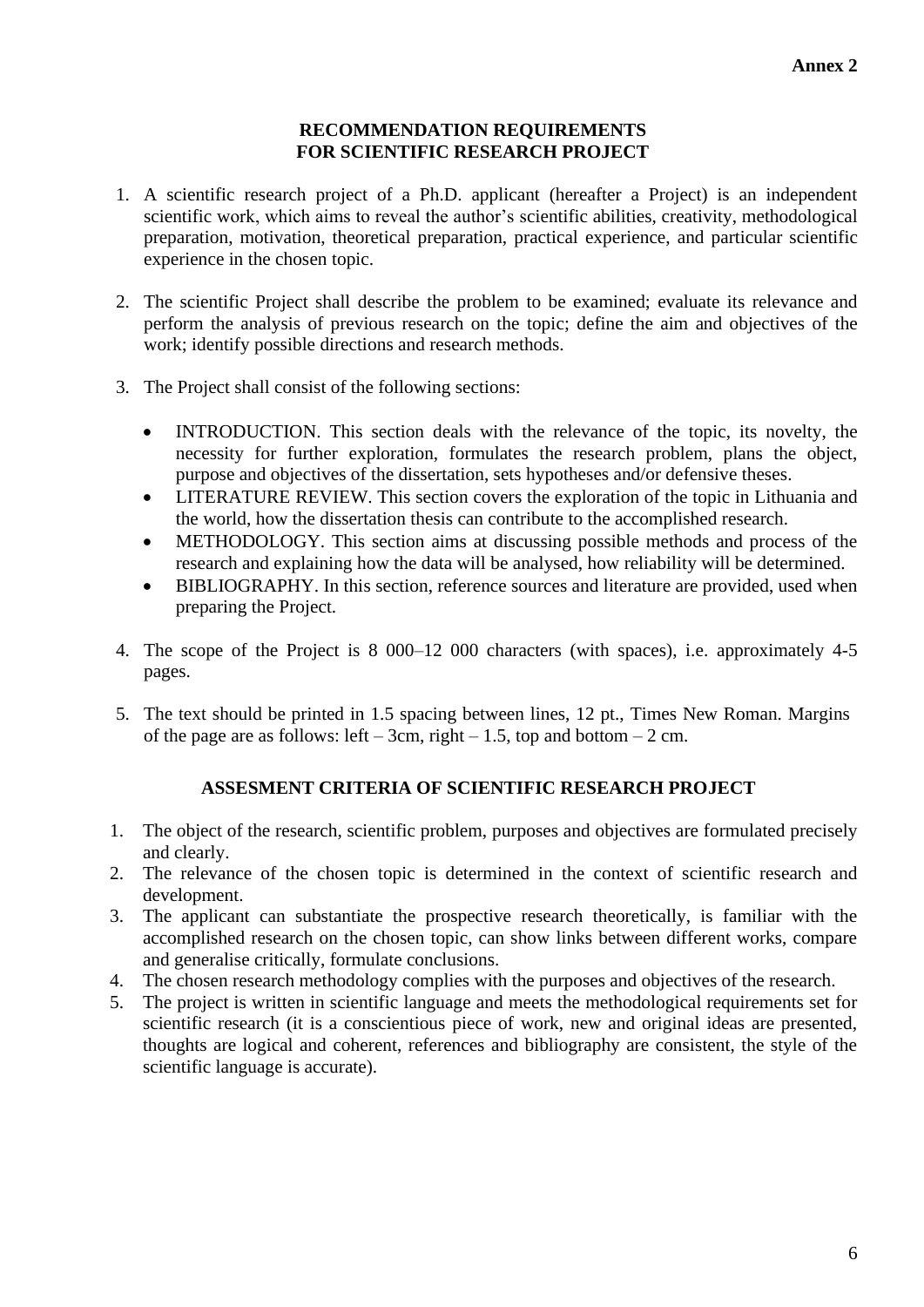**Annex 2**

## RECOMMENDATION REQUIREMENTS FOR SCIENTIFIC RESEARCH PROJECT

1. A scientific research project of a Ph.D. applicant (hereafter a Project) is an independent scientific work, which aims to reveal the author's scientific abilities, creativity, methodological preparation, motivation, theoretical preparation, practical experience, and particular scientific experience in the chosen topic.

2. The scientific Project shall describe the problem to be examined; evaluate its relevance and perform the analysis of previous research on the topic; define the aim and objectives of the work; identify possible directions and research methods.

3. The Project shall consist of the following sections:

   - INTRODUCTION. This section deals with the relevance of the topic, its novelty, the necessity for further exploration, formulates the research problem, plans the object, purpose and objectives of the dissertation, sets hypotheses and/or defensive theses.
   - LITERATURE REVIEW. This section covers the exploration of the topic in Lithuania and the world, how the dissertation thesis can contribute to the accomplished research.
   - METHODOLOGY. This section aims at discussing possible methods and process of the research and explaining how the data will be analysed, how reliability will be determined.
   - BIBLIOGRAPHY. In this section, reference sources and literature are provided, used when preparing the Project.

4. The scope of the Project is 8 000–12 000 characters (with spaces), i.e. approximately 4-5 pages.

5. The text should be printed in 1.5 spacing between lines, 12 pt., Times New Roman. Margins of the page are as follows: left – 3cm, right – 1.5, top and bottom – 2 cm.

## ASSESMENT CRITERIA OF SCIENTIFIC RESEARCH PROJECT

1. The object of the research, scientific problem, purposes and objectives are formulated precisely and clearly.
2. The relevance of the chosen topic is determined in the context of scientific research and development.
3. The applicant can substantiate the prospective research theoretically, is familiar with the accomplished research on the chosen topic, can show links between different works, compare and generalise critically, formulate conclusions.
4. The chosen research methodology complies with the purposes and objectives of the research.
5. The project is written in scientific language and meets the methodological requirements set for scientific research (it is a conscientious piece of work, new and original ideas are presented, thoughts are logical and coherent, references and bibliography are consistent, the style of the scientific language is accurate).